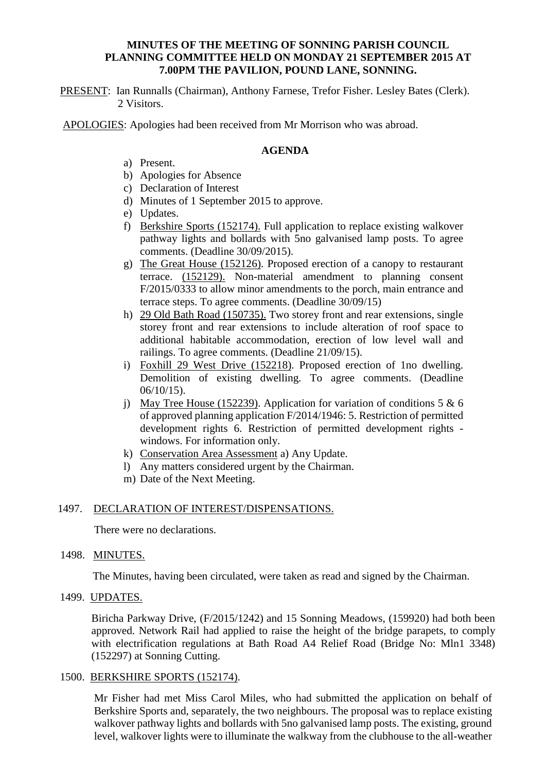# MINUTES OF THE MEETING OF SONNING PARISH COUNCIL PLANNING COMMITTEE HELD ON MONDAY 21 SEPTEMBER 2015 AT 7.00PM THE PAVILION, POUND LANE, SONNING.

PRESENT: Ian Runnalls (Chairman), Anthony Farnese, Trefor Fisher. Lesley Bates (Clerk). 2 Visitors.

APOLOGIES: Apologies had been received from Mr Morrison who was abroad.

## AGENDA

a) Present.
b) Apologies for Absence
c) Declaration of Interest
d) Minutes of 1 September 2015 to approve.
e) Updates.
f) Berkshire Sports (152174). Full application to replace existing walkover pathway lights and bollards with 5no galvanised lamp posts. To agree comments. (Deadline 30/09/2015).
g) The Great House (152126). Proposed erection of a canopy to restaurant terrace. (152129). Non-material amendment to planning consent F/2015/0333 to allow minor amendments to the porch, main entrance and terrace steps. To agree comments. (Deadline 30/09/15)
h) 29 Old Bath Road (150735). Two storey front and rear extensions, single storey front and rear extensions to include alteration of roof space to additional habitable accommodation, erection of low level wall and railings. To agree comments. (Deadline 21/09/15).
i) Foxhill 29 West Drive (152218). Proposed erection of 1no dwelling. Demolition of existing dwelling. To agree comments. (Deadline 06/10/15).
j) May Tree House (152239). Application for variation of conditions 5 & 6 of approved planning application F/2014/1946: 5. Restriction of permitted development rights 6. Restriction of permitted development rights - windows. For information only.
k) Conservation Area Assessment a) Any Update.
l) Any matters considered urgent by the Chairman.
m) Date of the Next Meeting.

1497. DECLARATION OF INTEREST/DISPENSATIONS.

There were no declarations.

1498. MINUTES.

The Minutes, having been circulated, were taken as read and signed by the Chairman.

1499. UPDATES.

Biricha Parkway Drive, (F/2015/1242) and 15 Sonning Meadows, (159920) had both been approved. Network Rail had applied to raise the height of the bridge parapets, to comply with electrification regulations at Bath Road A4 Relief Road (Bridge No: Mln1 3348) (152297) at Sonning Cutting.

1500. BERKSHIRE SPORTS (152174).

Mr Fisher had met Miss Carol Miles, who had submitted the application on behalf of Berkshire Sports and, separately, the two neighbours. The proposal was to replace existing walkover pathway lights and bollards with 5no galvanised lamp posts. The existing, ground level, walkover lights were to illuminate the walkway from the clubhouse to the all-weather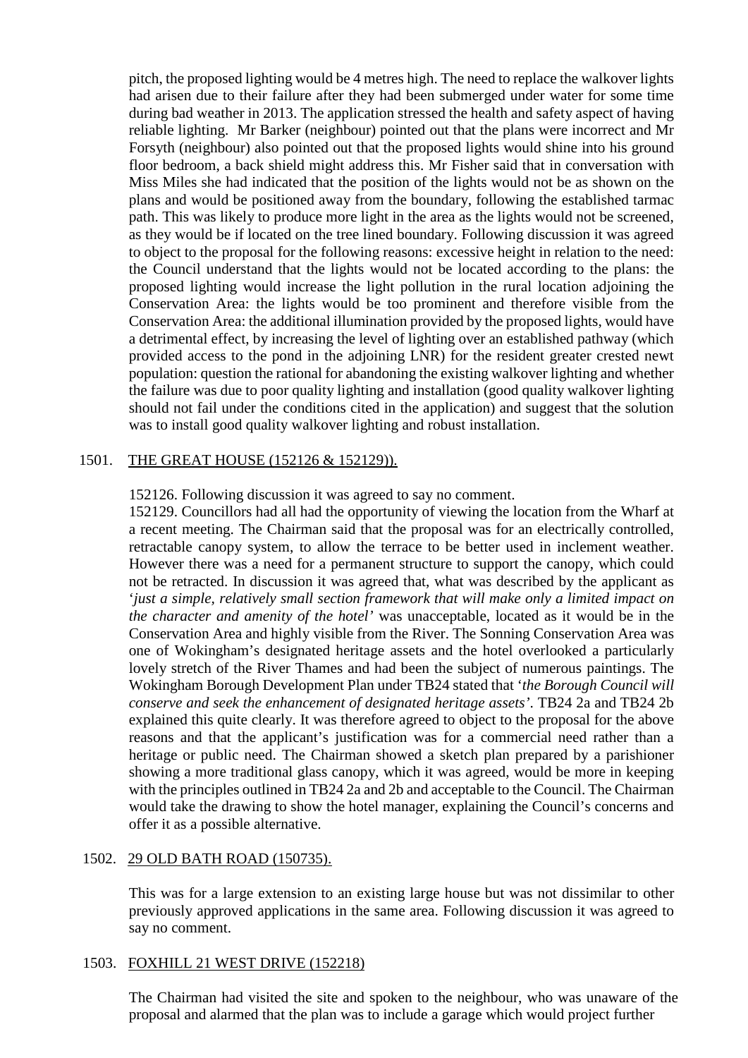pitch, the proposed lighting would be 4 metres high. The need to replace the walkover lights had arisen due to their failure after they had been submerged under water for some time during bad weather in 2013. The application stressed the health and safety aspect of having reliable lighting. Mr Barker (neighbour) pointed out that the plans were incorrect and Mr Forsyth (neighbour) also pointed out that the proposed lights would shine into his ground floor bedroom, a back shield might address this. Mr Fisher said that in conversation with Miss Miles she had indicated that the position of the lights would not be as shown on the plans and would be positioned away from the boundary, following the established tarmac path. This was likely to produce more light in the area as the lights would not be screened, as they would be if located on the tree lined boundary. Following discussion it was agreed to object to the proposal for the following reasons: excessive height in relation to the need: the Council understand that the lights would not be located according to the plans: the proposed lighting would increase the light pollution in the rural location adjoining the Conservation Area: the lights would be too prominent and therefore visible from the Conservation Area: the additional illumination provided by the proposed lights, would have a detrimental effect, by increasing the level of lighting over an established pathway (which provided access to the pond in the adjoining LNR) for the resident greater crested newt population: question the rational for abandoning the existing walkover lighting and whether the failure was due to poor quality lighting and installation (good quality walkover lighting should not fail under the conditions cited in the application) and suggest that the solution was to install good quality walkover lighting and robust installation.

1501. THE GREAT HOUSE (152126 & 152129)).

152126. Following discussion it was agreed to say no comment.

152129. Councillors had all had the opportunity of viewing the location from the Wharf at a recent meeting. The Chairman said that the proposal was for an electrically controlled, retractable canopy system, to allow the terrace to be better used in inclement weather. However there was a need for a permanent structure to support the canopy, which could not be retracted. In discussion it was agreed that, what was described by the applicant as '*just a simple, relatively small section framework that will make only a limited impact on the character and amenity of the hotel'* was unacceptable, located as it would be in the Conservation Area and highly visible from the River. The Sonning Conservation Area was one of Wokingham's designated heritage assets and the hotel overlooked a particularly lovely stretch of the River Thames and had been the subject of numerous paintings. The Wokingham Borough Development Plan under TB24 stated that '*the Borough Council will conserve and seek the enhancement of designated heritage assets'*. TB24 2a and TB24 2b explained this quite clearly. It was therefore agreed to object to the proposal for the above reasons and that the applicant's justification was for a commercial need rather than a heritage or public need. The Chairman showed a sketch plan prepared by a parishioner showing a more traditional glass canopy, which it was agreed, would be more in keeping with the principles outlined in TB24 2a and 2b and acceptable to the Council. The Chairman would take the drawing to show the hotel manager, explaining the Council's concerns and offer it as a possible alternative.

1502. 29 OLD BATH ROAD (150735).

This was for a large extension to an existing large house but was not dissimilar to other previously approved applications in the same area. Following discussion it was agreed to say no comment.

1503. FOXHILL 21 WEST DRIVE (152218)

The Chairman had visited the site and spoken to the neighbour, who was unaware of the proposal and alarmed that the plan was to include a garage which would project further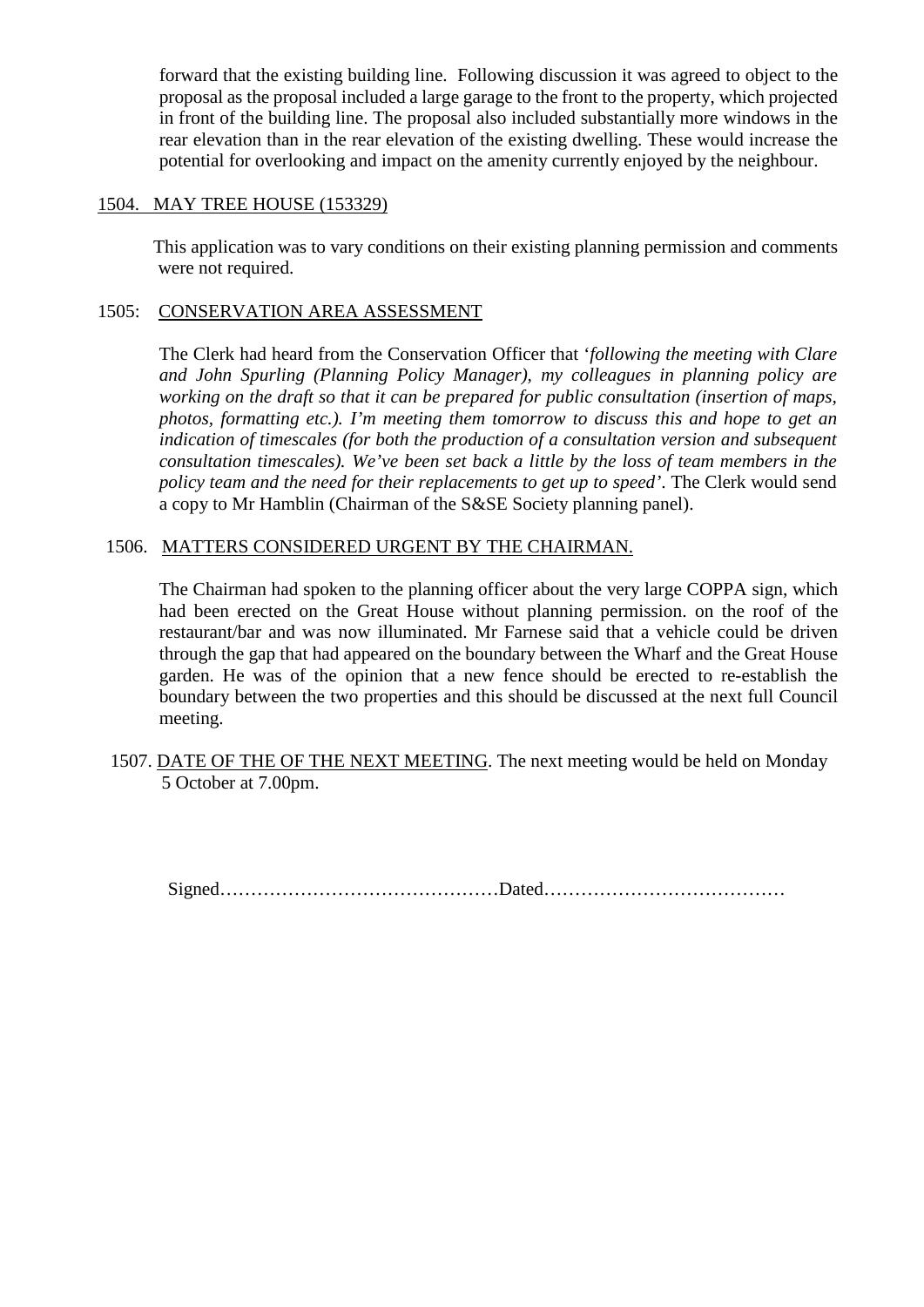forward that the existing building line. Following discussion it was agreed to object to the proposal as the proposal included a large garage to the front to the property, which projected in front of the building line. The proposal also included substantially more windows in the rear elevation than in the rear elevation of the existing dwelling. These would increase the potential for overlooking and impact on the amenity currently enjoyed by the neighbour.

1504. <u>MAY TREE HOUSE (153329)</u>

This application was to vary conditions on their existing planning permission and comments were not required.

1505: <u>CONSERVATION AREA ASSESSMENT</u>

The Clerk had heard from the Conservation Officer that '*following the meeting with Clare and John Spurling (Planning Policy Manager), my colleagues in planning policy are working on the draft so that it can be prepared for public consultation (insertion of maps, photos, formatting etc.). I'm meeting them tomorrow to discuss this and hope to get an indication of timescales (for both the production of a consultation version and subsequent consultation timescales). We've been set back a little by the loss of team members in the policy team and the need for their replacements to get up to speed'*. The Clerk would send a copy to Mr Hamblin (Chairman of the S&SE Society planning panel).

1506. <u>MATTERS CONSIDERED URGENT BY THE CHAIRMAN.</u>

The Chairman had spoken to the planning officer about the very large COPPA sign, which had been erected on the Great House without planning permission. on the roof of the restaurant/bar and was now illuminated. Mr Farnese said that a vehicle could be driven through the gap that had appeared on the boundary between the Wharf and the Great House garden. He was of the opinion that a new fence should be erected to re-establish the boundary between the two properties and this should be discussed at the next full Council meeting.

1507. <u>DATE OF THE OF THE NEXT MEETING</u>. The next meeting would be held on Monday 5 October at 7.00pm.

Signed………………………………………Dated…………………………………